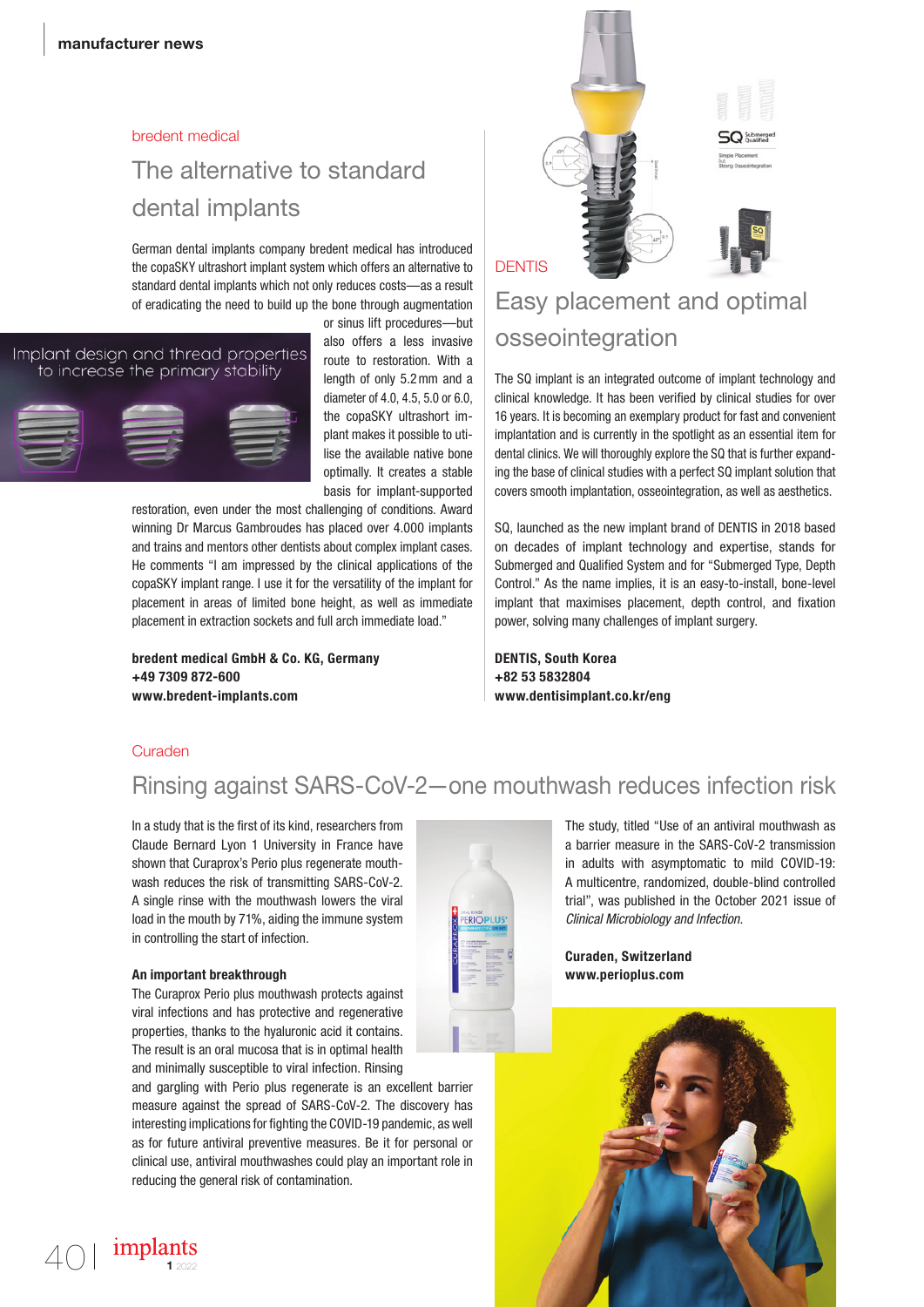bredent medical

## The alternative to standard dental implants

German dental implants company bredent medical has introduced the copaSKY ultrashort implant system which offers an alternative to standard dental implants which not only reduces costs—as a result of eradicating the need to build up the bone through augmentation or sinus lift procedures—but also offers a less invasive route to restoration. With a length of only 5.2 mm and a diameter of 4.0, 4.5, 5.0 or 6.0, the copaSKY ultrashort implant makes it possible to utilise the available native bone optimally. It creates a stable basis for implant-supported restoration, even under the most challenging of conditions. Award winning Dr Marcus Gambroudes has placed over 4.000 implants and trains and mentors other dentists about complex implant cases. He comments "I am impressed by the clinical applications of the copaSKY implant range. I use it for the versatility of the implant for placement in areas of limited bone height, as well as immediate placement in extraction sockets and full arch immediate load."

**bredent medical GmbH & Co. KG, Germany**
**+49 7309 872-600**
**www.bredent-implants.com**

DENTIS

## Easy placement and optimal osseointegration

The SQ implant is an integrated outcome of implant technology and clinical knowledge. It has been verified by clinical studies for over 16 years. It is becoming an exemplary product for fast and convenient implantation and is currently in the spotlight as an essential item for dental clinics. We will thoroughly explore the SQ that is further expanding the base of clinical studies with a perfect SQ implant solution that covers smooth implantation, osseointegration, as well as aesthetics.

SQ, launched as the new implant brand of DENTIS in 2018 based on decades of implant technology and expertise, stands for Submerged and Qualified System and for "Submerged Type, Depth Control." As the name implies, it is an easy-to-install, bone-level implant that maximises placement, depth control, and fixation power, solving many challenges of implant surgery.

**DENTIS, South Korea**
**+82 53 5832804**
**www.dentisimplant.co.kr/eng**

Curaden

## Rinsing against SARS-CoV-2—one mouthwash reduces infection risk

In a study that is the first of its kind, researchers from Claude Bernard Lyon 1 University in France have shown that Curaprox's Perio plus regenerate mouthwash reduces the risk of transmitting SARS-CoV-2. A single rinse with the mouthwash lowers the viral load in the mouth by 71%, aiding the immune system in controlling the start of infection.

### An important breakthrough

The Curaprox Perio plus mouthwash protects against viral infections and has protective and regenerative properties, thanks to the hyaluronic acid it contains. The result is an oral mucosa that is in optimal health and minimally susceptible to viral infection. Rinsing and gargling with Perio plus regenerate is an excellent barrier measure against the spread of SARS-CoV-2. The discovery has interesting implications for fighting the COVID-19 pandemic, as well as for future antiviral preventive measures. Be it for personal or clinical use, antiviral mouthwashes could play an important role in reducing the general risk of contamination.

The study, titled "Use of an antiviral mouthwash as a barrier measure in the SARS-CoV-2 transmission in adults with asymptomatic to mild COVID-19: A multicentre, randomized, double-blind controlled trial", was published in the October 2021 issue of *Clinical Microbiology and Infection*.

**Curaden, Switzerland**
**www.perioplus.com**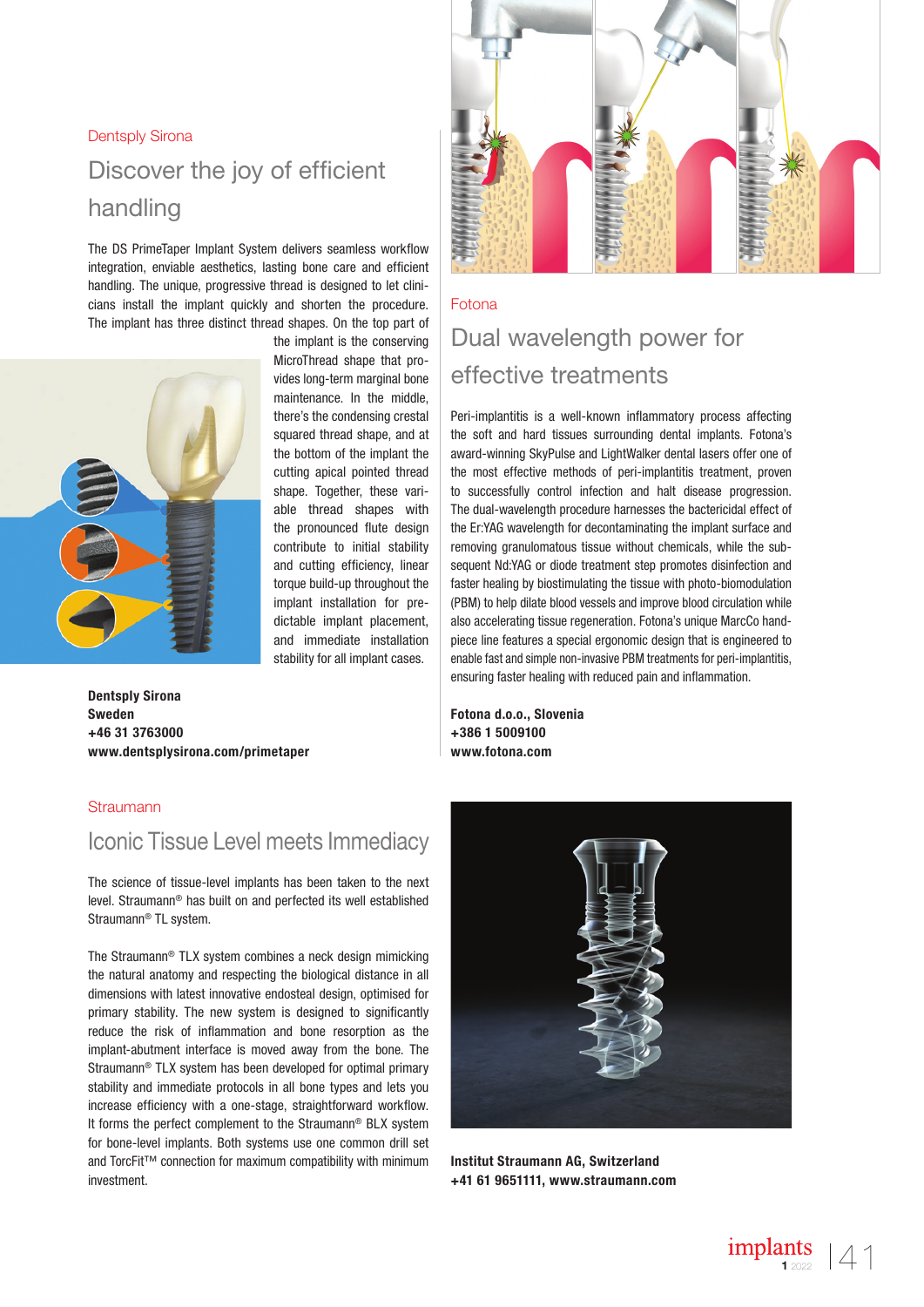Dentsply Sirona

## Discover the joy of efficient handling

The DS PrimeTaper Implant System delivers seamless workflow integration, enviable aesthetics, lasting bone care and efficient handling. The unique, progressive thread is designed to let clinicians install the implant quickly and shorten the procedure. The implant has three distinct thread shapes. On the top part of the implant is the conserving MicroThread shape that provides long-term marginal bone maintenance. In the middle, there's the condensing crestal squared thread shape, and at the bottom of the implant the cutting apical pointed thread shape. Together, these variable thread shapes with the pronounced flute design contribute to initial stability and cutting efficiency, linear torque build-up throughout the implant installation for predictable implant placement, and immediate installation stability for all implant cases.

**Dentsply Sirona**
**Sweden**
**+46 31 3763000**
**www.dentsplysirona.com/primetaper**

Fotona

## Dual wavelength power for effective treatments

Peri-implantitis is a well-known inflammatory process affecting the soft and hard tissues surrounding dental implants. Fotona's award-winning SkyPulse and LightWalker dental lasers offer one of the most effective methods of peri-implantitis treatment, proven to successfully control infection and halt disease progression. The dual-wavelength procedure harnesses the bactericidal effect of the Er:YAG wavelength for decontaminating the implant surface and removing granulomatous tissue without chemicals, while the subsequent Nd:YAG or diode treatment step promotes disinfection and faster healing by biostimulating the tissue with photo-biomodulation (PBM) to help dilate blood vessels and improve blood circulation while also accelerating tissue regeneration. Fotona's unique MarcCo handpiece line features a special ergonomic design that is engineered to enable fast and simple non-invasive PBM treatments for peri-implantitis, ensuring faster healing with reduced pain and inflammation.

**Fotona d.o.o., Slovenia**
**+386 1 5009100**
**www.fotona.com**

Straumann

## Iconic Tissue Level meets Immediacy

The science of tissue-level implants has been taken to the next level. Straumann® has built on and perfected its well established Straumann® TL system.

The Straumann® TLX system combines a neck design mimicking the natural anatomy and respecting the biological distance in all dimensions with latest innovative endosteal design, optimised for primary stability. The new system is designed to significantly reduce the risk of inflammation and bone resorption as the implant-abutment interface is moved away from the bone. The Straumann® TLX system has been developed for optimal primary stability and immediate protocols in all bone types and lets you increase efficiency with a one-stage, straightforward workflow. It forms the perfect complement to the Straumann® BLX system for bone-level implants. Both systems use one common drill set and TorcFit™ connection for maximum compatibility with minimum investment.

**Institut Straumann AG, Switzerland**
**+41 61 9651111, www.straumann.com**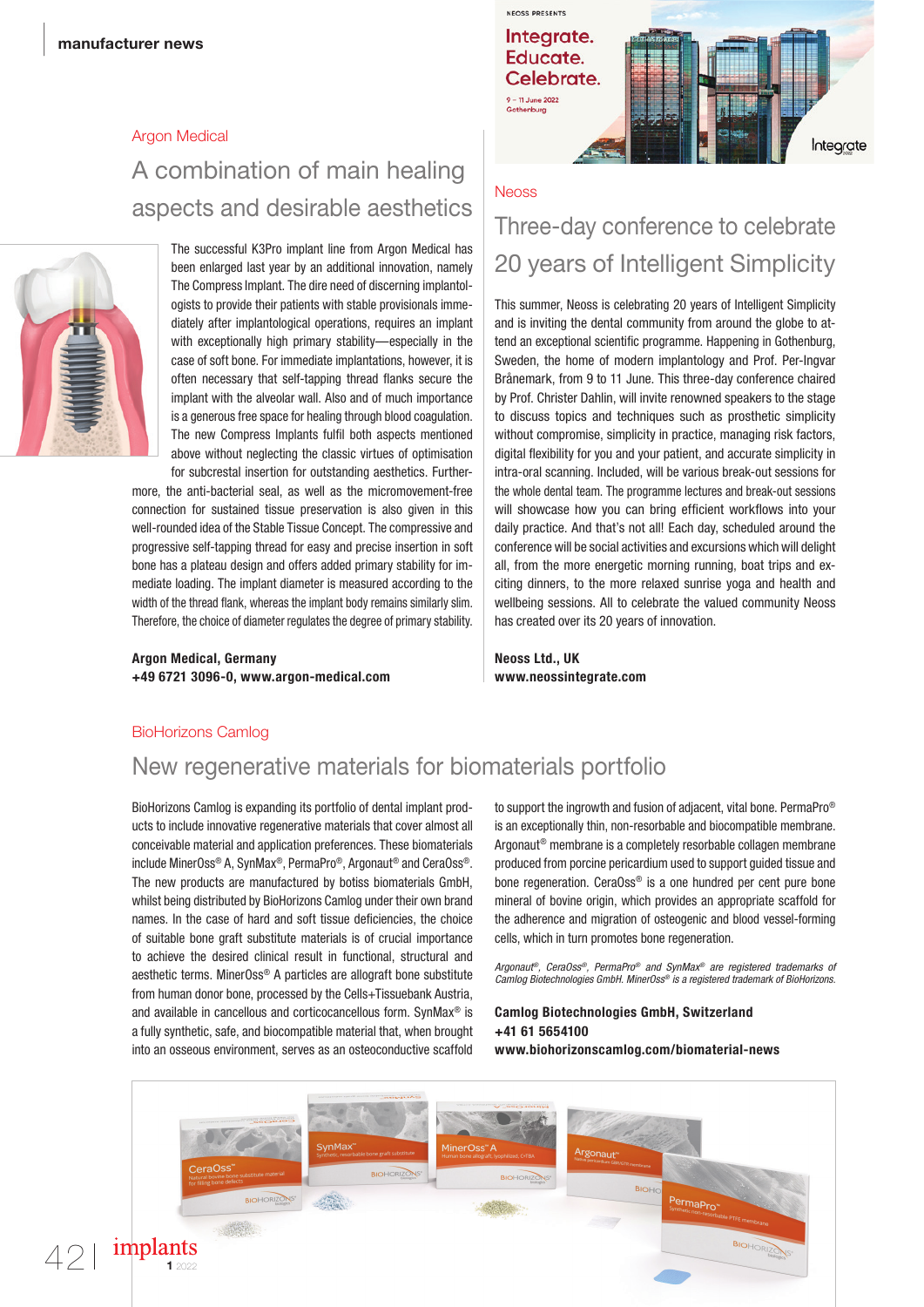## Argon Medical

# A combination of main healing aspects and desirable aesthetics

The successful K3Pro implant line from Argon Medical has been enlarged last year by an additional innovation, namely The Compress Implant. The dire need of discerning implantologists to provide their patients with stable provisionals immediately after implantological operations, requires an implant with exceptionally high primary stability—especially in the case of soft bone. For immediate implantations, however, it is often necessary that self-tapping thread flanks secure the implant with the alveolar wall. Also and of much importance is a generous free space for healing through blood coagulation. The new Compress Implants fulfil both aspects mentioned above without neglecting the classic virtues of optimisation for subcrestal insertion for outstanding aesthetics. Furthermore, the anti-bacterial seal, as well as the micromovement-free connection for sustained tissue preservation is also given in this well-rounded idea of the Stable Tissue Concept. The compressive and progressive self-tapping thread for easy and precise insertion in soft bone has a plateau design and offers added primary stability for immediate loading. The implant diameter is measured according to the width of the thread flank, whereas the implant body remains similarly slim. Therefore, the choice of diameter regulates the degree of primary stability.

**Argon Medical, Germany**
**+49 6721 3096-0, www.argon-medical.com**

NEOSS PRESENTS
Integrate. Educate. Celebrate.
9 – 11 June 2022
Gothenburg
Integrate

## Neoss

# Three-day conference to celebrate 20 years of Intelligent Simplicity

This summer, Neoss is celebrating 20 years of Intelligent Simplicity and is inviting the dental community from around the globe to attend an exceptional scientific programme. Happening in Gothenburg, Sweden, the home of modern implantology and Prof. Per-Ingvar Brånemark, from 9 to 11 June. This three-day conference chaired by Prof. Christer Dahlin, will invite renowned speakers to the stage to discuss topics and techniques such as prosthetic simplicity without compromise, simplicity in practice, managing risk factors, digital flexibility for you and your patient, and accurate simplicity in intra-oral scanning. Included, will be various break-out sessions for the whole dental team. The programme lectures and break-out sessions will showcase how you can bring efficient workflows into your daily practice. And that's not all! Each day, scheduled around the conference will be social activities and excursions which will delight all, from the more energetic morning running, boat trips and exciting dinners, to the more relaxed sunrise yoga and health and wellbeing sessions. All to celebrate the valued community Neoss has created over its 20 years of innovation.

**Neoss Ltd., UK**
**www.neossintegrate.com**

## BioHorizons Camlog

# New regenerative materials for biomaterials portfolio

BioHorizons Camlog is expanding its portfolio of dental implant products to include innovative regenerative materials that cover almost all conceivable material and application preferences. These biomaterials include MinerOss® A, SynMax®, PermaPro®, Argonaut® and CeraOss®. The new products are manufactured by botiss biomaterials GmbH, whilst being distributed by BioHorizons Camlog under their own brand names. In the case of hard and soft tissue deficiencies, the choice of suitable bone graft substitute materials is of crucial importance to achieve the desired clinical result in functional, structural and aesthetic terms. MinerOss® A particles are allograft bone substitute from human donor bone, processed by the Cells+Tissuebank Austria, and available in cancellous and corticocancellous form. SynMax® is a fully synthetic, safe, and biocompatible material that, when brought into an osseous environment, serves as an osteoconductive scaffold to support the ingrowth and fusion of adjacent, vital bone. PermaPro® is an exceptionally thin, non-resorbable and biocompatible membrane. Argonaut® membrane is a completely resorbable collagen membrane produced from porcine pericardium used to support guided tissue and bone regeneration. CeraOss® is a one hundred per cent pure bone mineral of bovine origin, which provides an appropriate scaffold for the adherence and migration of osteogenic and blood vessel-forming cells, which in turn promotes bone regeneration.

*Argonaut®, CeraOss®, PermaPro® and SynMax® are registered trademarks of Camlog Biotechnologies GmbH. MinerOss® is a registered trademark of BioHorizons.*

**Camlog Biotechnologies GmbH, Switzerland**
**+41 61 5654100**
**www.biohorizonscamlog.com/biomaterial-news**